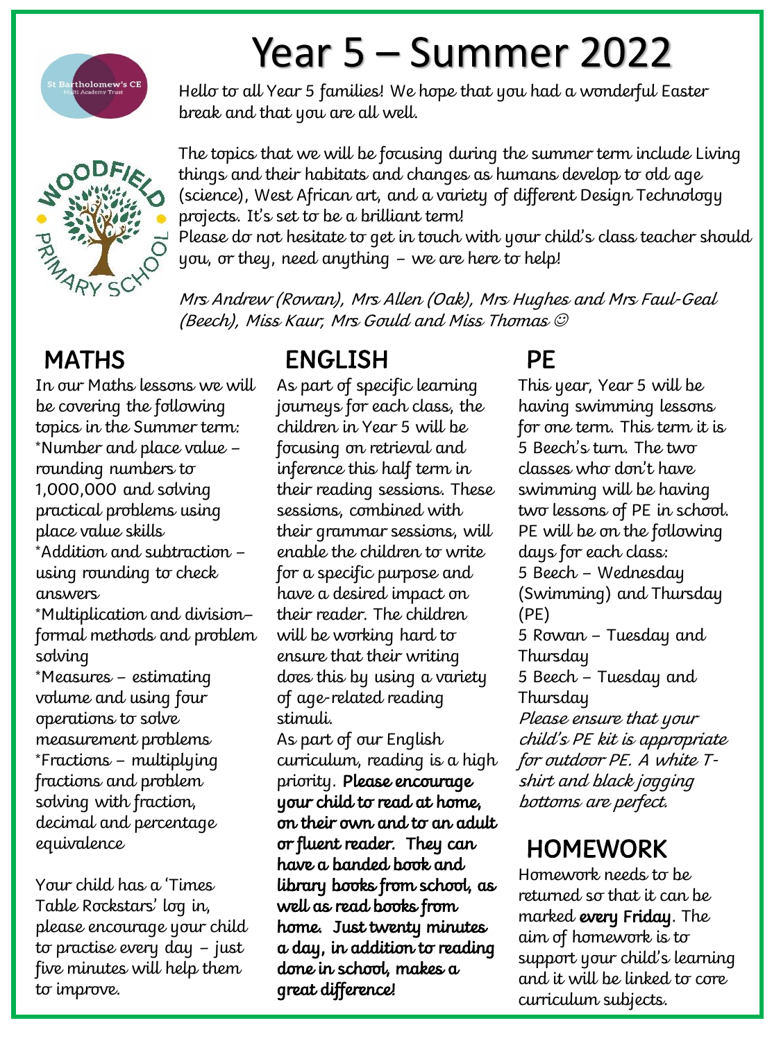# Year 5 – Summer 2022

Hello to all Year 5 families! We hope that you had a wonderful Easter break and that you are all well.

The topics that we will be focusing during the summer term include Living things and their habitats and changes as humans develop to old age (science), West African art, and a variety of different Design Technology projects. It's set to be a brilliant term!

Please do not hesitate to get in touch with your child's class teacher should you, or they, need anything – we are here to help!

*Mrs Andrew (Rowan), Mrs Allen (Oak), Mrs Hughes and Mrs Faul-Geal (Beech), Miss Kaur, Mrs Gould and Miss Thomas ☺*

## MATHS

In our Maths lessons we will be covering the following topics in the Summer term:

*Number and place value – rounding numbers to 1,000,000 and solving practical problems using place value skills

*Addition and subtraction – using rounding to check answers

*Multiplication and division– formal methods and problem solving

*Measures – estimating volume and using four operations to solve measurement problems

*Fractions – multiplying fractions and problem solving with fraction, decimal and percentage equivalence

Your child has a 'Times Table Rockstars' log in, please encourage your child to practise every day – just five minutes will help them to improve.

## ENGLISH

As part of specific learning journeys for each class, the children in Year 5 will be focusing on retrieval and inference this half term in their reading sessions. These sessions, combined with their grammar sessions, will enable the children to write for a specific purpose and have a desired impact on their reader. The children will be working hard to ensure that their writing does this by using a variety of age-related reading stimuli.

As part of our English curriculum, reading is a high priority. **Please encourage your child to read at home, on their own and to an adult or fluent reader. They can have a banded book and library books from school, as well as read books from home. Just twenty minutes a day, in addition to reading done in school, makes a great difference!**

## PE

This year, Year 5 will be having swimming lessons for one term. This term it is 5 Beech's turn. The two classes who don't have swimming will be having two lessons of PE in school. PE will be on the following days for each class:

5 Beech – Wednesday (Swimming) and Thursday (PE)

5 Rowan – Tuesday and Thursday

5 Beech – Tuesday and Thursday

*Please ensure that your child's PE kit is appropriate for outdoor PE. A white T-shirt and black jogging bottoms are perfect.*

## HOMEWORK

Homework needs to be returned so that it can be marked **every Friday**. The aim of homework is to support your child's learning and it will be linked to core curriculum subjects.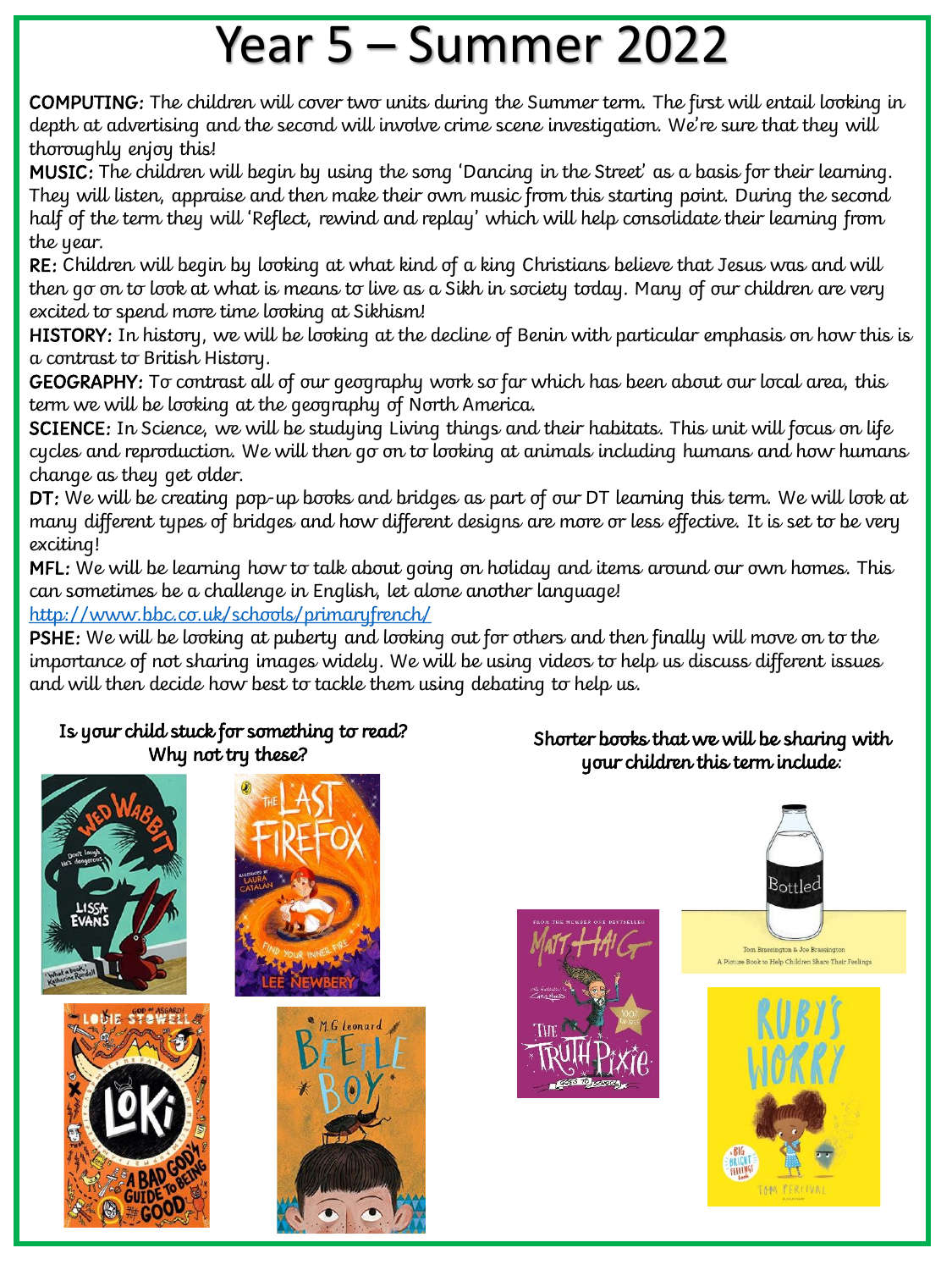# Year 5 – Summer 2022

**COMPUTING:** The children will cover two units during the Summer term. The first will entail looking in depth at advertising and the second will involve crime scene investigation. We're sure that they will thoroughly enjoy this!

**MUSIC:** The children will begin by using the song 'Dancing in the Street' as a basis for their learning. They will listen, appraise and then make their own music from this starting point. During the second half of the term they will 'Reflect, rewind and replay' which will help consolidate their learning from the year.

**RE:** Children will begin by looking at what kind of a king Christians believe that Jesus was and will then go on to look at what is means to live as a Sikh in society today. Many of our children are very excited to spend more time looking at Sikhism!

**HISTORY:** In history, we will be looking at the decline of Benin with particular emphasis on how this is a contrast to British History.

**GEOGRAPHY:** To contrast all of our geography work so far which has been about our local area, this term we will be looking at the geography of North America.

**SCIENCE:** In Science, we will be studying Living things and their habitats. This unit will focus on life cycles and reproduction. We will then go on to looking at animals including humans and how humans change as they get older.

**DT:** We will be creating pop-up books and bridges as part of our DT learning this term. We will look at many different types of bridges and how different designs are more or less effective. It is set to be very exciting!

**MFL:** We will be learning how to talk about going on holiday and items around our own homes. This can sometimes be a challenge in English, let alone another language!
http://www.bbc.co.uk/schools/primaryfrench/

**PSHE:** We will be looking at puberty and looking out for others and then finally will move on to the importance of not sharing images widely. We will be using videos to help us discuss different issues and will then decide how best to tackle them using debating to help us.

**Is your child stuck for something to read? Why not try these?**

**Shorter books that we will be sharing with your children this term include:**